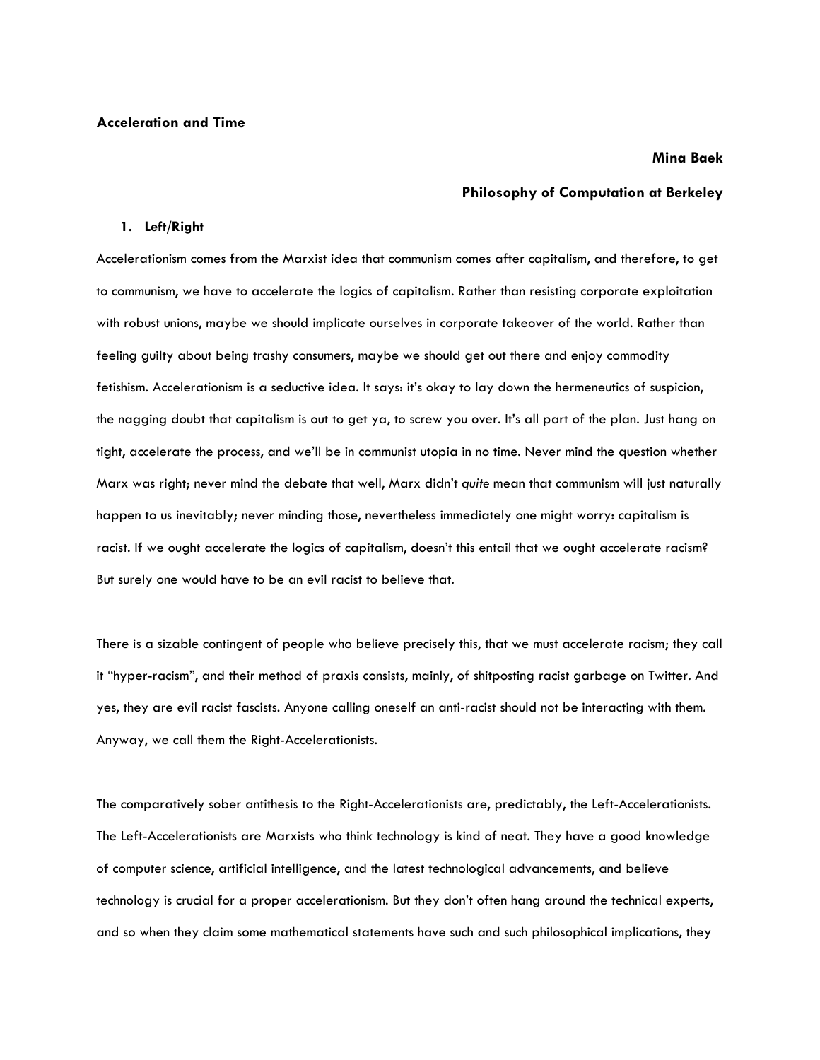# Acceleration and Time

**Mina Baek**

**Philosophy of Computation at Berkeley**

## 1. Left/Right

Accelerationism comes from the Marxist idea that communism comes after capitalism, and therefore, to get to communism, we have to accelerate the logics of capitalism. Rather than resisting corporate exploitation with robust unions, maybe we should implicate ourselves in corporate takeover of the world. Rather than feeling guilty about being trashy consumers, maybe we should get out there and enjoy commodity fetishism. Accelerationism is a seductive idea. It says: it's okay to lay down the hermeneutics of suspicion, the nagging doubt that capitalism is out to get ya, to screw you over. It's all part of the plan. Just hang on tight, accelerate the process, and we'll be in communist utopia in no time. Never mind the question whether Marx was right; never mind the debate that well, Marx didn't *quite* mean that communism will just naturally happen to us inevitably; never minding those, nevertheless immediately one might worry: capitalism is racist. If we ought accelerate the logics of capitalism, doesn't this entail that we ought accelerate racism? But surely one would have to be an evil racist to believe that.

There is a sizable contingent of people who believe precisely this, that we must accelerate racism; they call it "hyper-racism", and their method of praxis consists, mainly, of shitposting racist garbage on Twitter. And yes, they are evil racist fascists. Anyone calling oneself an anti-racist should not be interacting with them. Anyway, we call them the Right-Accelerationists.

The comparatively sober antithesis to the Right-Accelerationists are, predictably, the Left-Accelerationists. The Left-Accelerationists are Marxists who think technology is kind of neat. They have a good knowledge of computer science, artificial intelligence, and the latest technological advancements, and believe technology is crucial for a proper accelerationism. But they don't often hang around the technical experts, and so when they claim some mathematical statements have such and such philosophical implications, they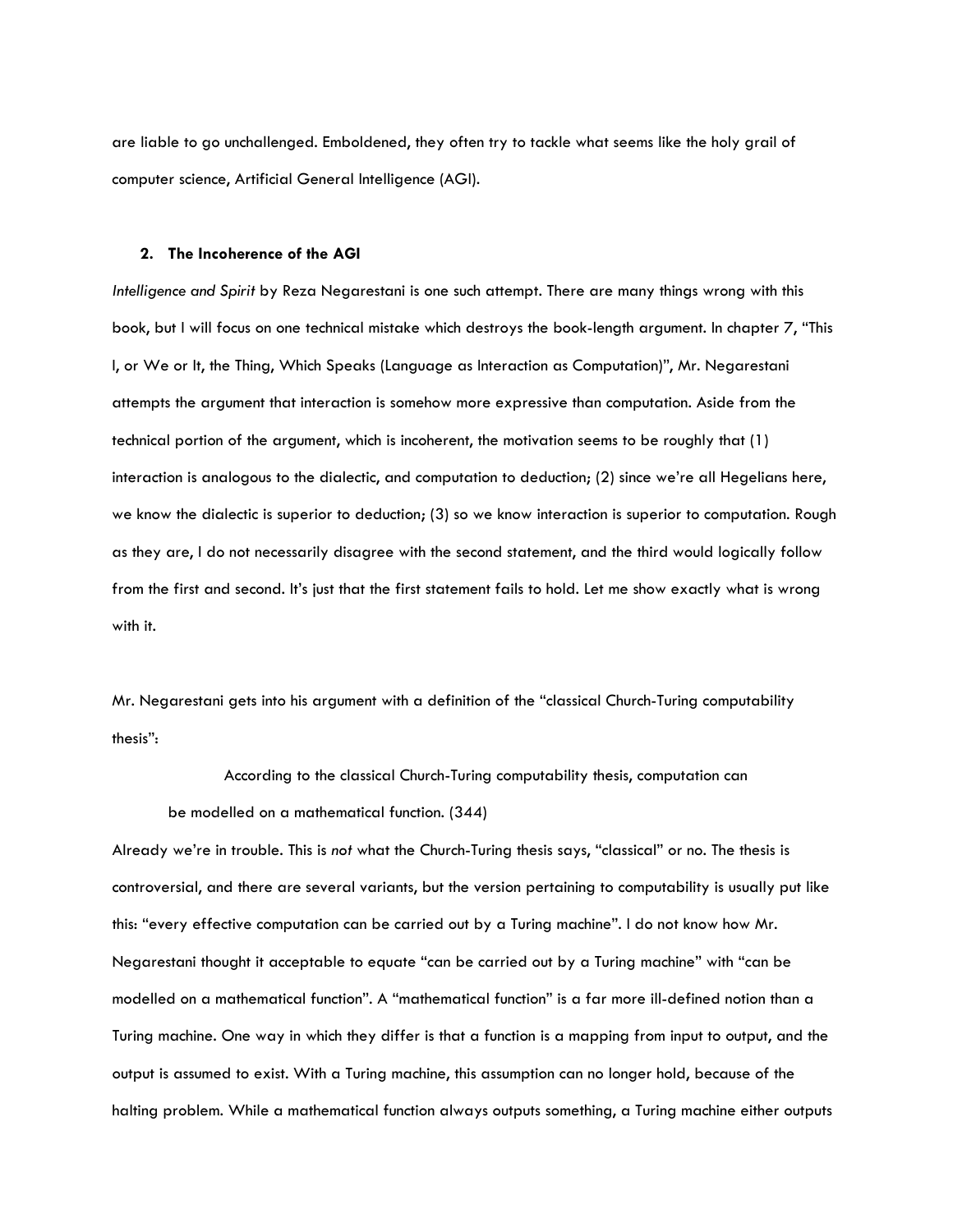are liable to go unchallenged. Emboldened, they often try to tackle what seems like the holy grail of computer science, Artificial General Intelligence (AGI).

## 2. The Incoherence of the AGI

*Intelligence and Spirit* by Reza Negarestani is one such attempt. There are many things wrong with this book, but I will focus on one technical mistake which destroys the book-length argument. In chapter 7, "This I, or We or It, the Thing, Which Speaks (Language as Interaction as Computation)", Mr. Negarestani attempts the argument that interaction is somehow more expressive than computation. Aside from the technical portion of the argument, which is incoherent, the motivation seems to be roughly that (1) interaction is analogous to the dialectic, and computation to deduction; (2) since we're all Hegelians here, we know the dialectic is superior to deduction; (3) so we know interaction is superior to computation. Rough as they are, I do not necessarily disagree with the second statement, and the third would logically follow from the first and second. It's just that the first statement fails to hold. Let me show exactly what is wrong with it.

Mr. Negarestani gets into his argument with a definition of the "classical Church-Turing computability thesis":

> According to the classical Church-Turing computability thesis, computation can be modelled on a mathematical function. (344)

Already we're in trouble. This is *not* what the Church-Turing thesis says, "classical" or no. The thesis is controversial, and there are several variants, but the version pertaining to computability is usually put like this: "every effective computation can be carried out by a Turing machine". I do not know how Mr. Negarestani thought it acceptable to equate "can be carried out by a Turing machine" with "can be modelled on a mathematical function". A "mathematical function" is a far more ill-defined notion than a Turing machine. One way in which they differ is that a function is a mapping from input to output, and the output is assumed to exist. With a Turing machine, this assumption can no longer hold, because of the halting problem. While a mathematical function always outputs something, a Turing machine either outputs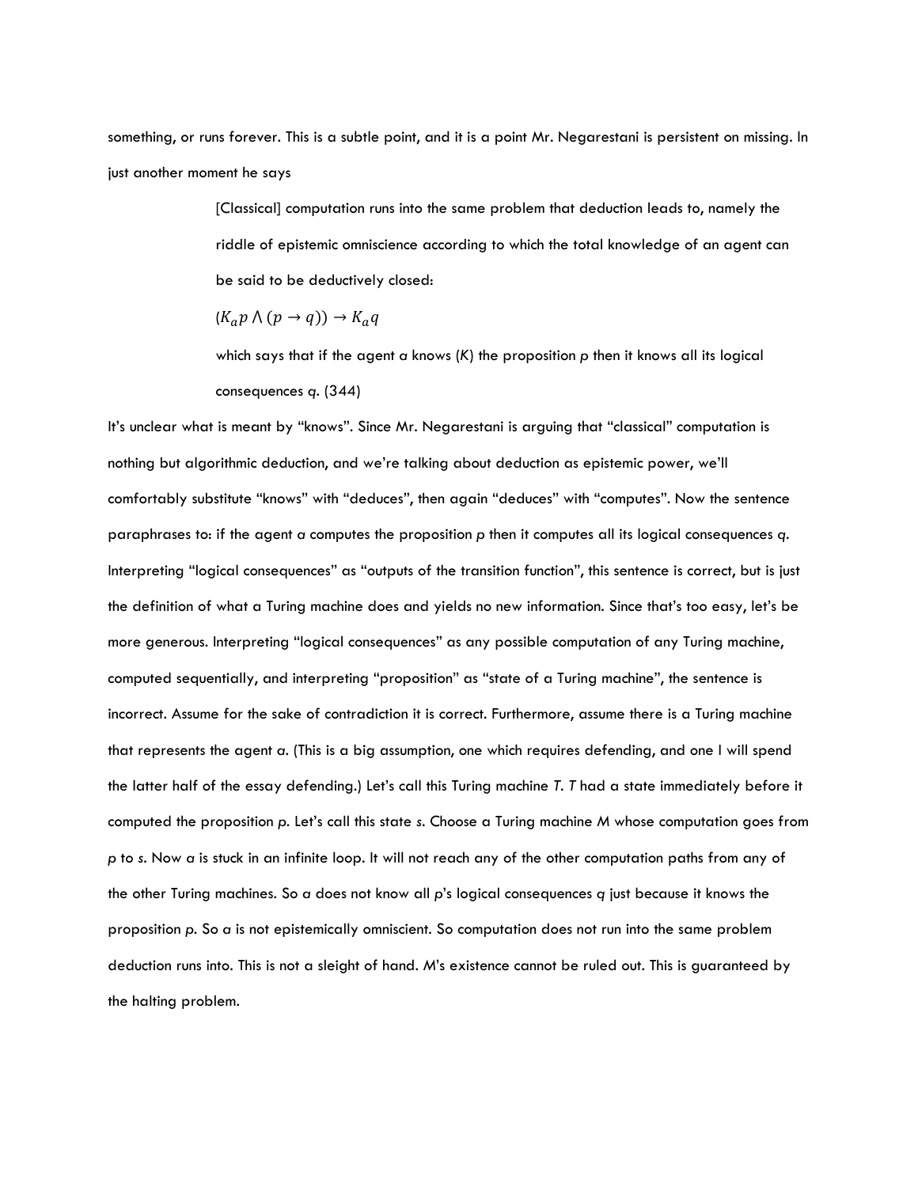something, or runs forever. This is a subtle point, and it is a point Mr. Negarestani is persistent on missing. In just another moment he says

> [Classical] computation runs into the same problem that deduction leads to, namely the riddle of epistemic omniscience according to which the total knowledge of an agent can be said to be deductively closed:
>
> $(K_a p \wedge (p \rightarrow q)) \rightarrow K_a q$
>
> which says that if the agent *a* knows (*K*) the proposition *p* then it knows all its logical consequences *q*. (344)

It's unclear what is meant by "knows". Since Mr. Negarestani is arguing that "classical" computation is nothing but algorithmic deduction, and we're talking about deduction as epistemic power, we'll comfortably substitute "knows" with "deduces", then again "deduces" with "computes". Now the sentence paraphrases to: if the agent *a* computes the proposition *p* then it computes all its logical consequences *q*. Interpreting "logical consequences" as "outputs of the transition function", this sentence is correct, but is just the definition of what a Turing machine does and yields no new information. Since that's too easy, let's be more generous. Interpreting "logical consequences" as any possible computation of any Turing machine, computed sequentially, and interpreting "proposition" as "state of a Turing machine", the sentence is incorrect. Assume for the sake of contradiction it is correct. Furthermore, assume there is a Turing machine that represents the agent *a*. (This is a big assumption, one which requires defending, and one I will spend the latter half of the essay defending.) Let's call this Turing machine *T*. *T* had a state immediately before it computed the proposition *p*. Let's call this state *s*. Choose a Turing machine M whose computation goes from *p* to *s*. Now *a* is stuck in an infinite loop. It will not reach any of the other computation paths from any of the other Turing machines. So *a* does not know all *p*'s logical consequences *q* just because it knows the proposition *p*. So *a* is not epistemically omniscient. So computation does not run into the same problem deduction runs into. This is not a sleight of hand. M's existence cannot be ruled out. This is guaranteed by the halting problem.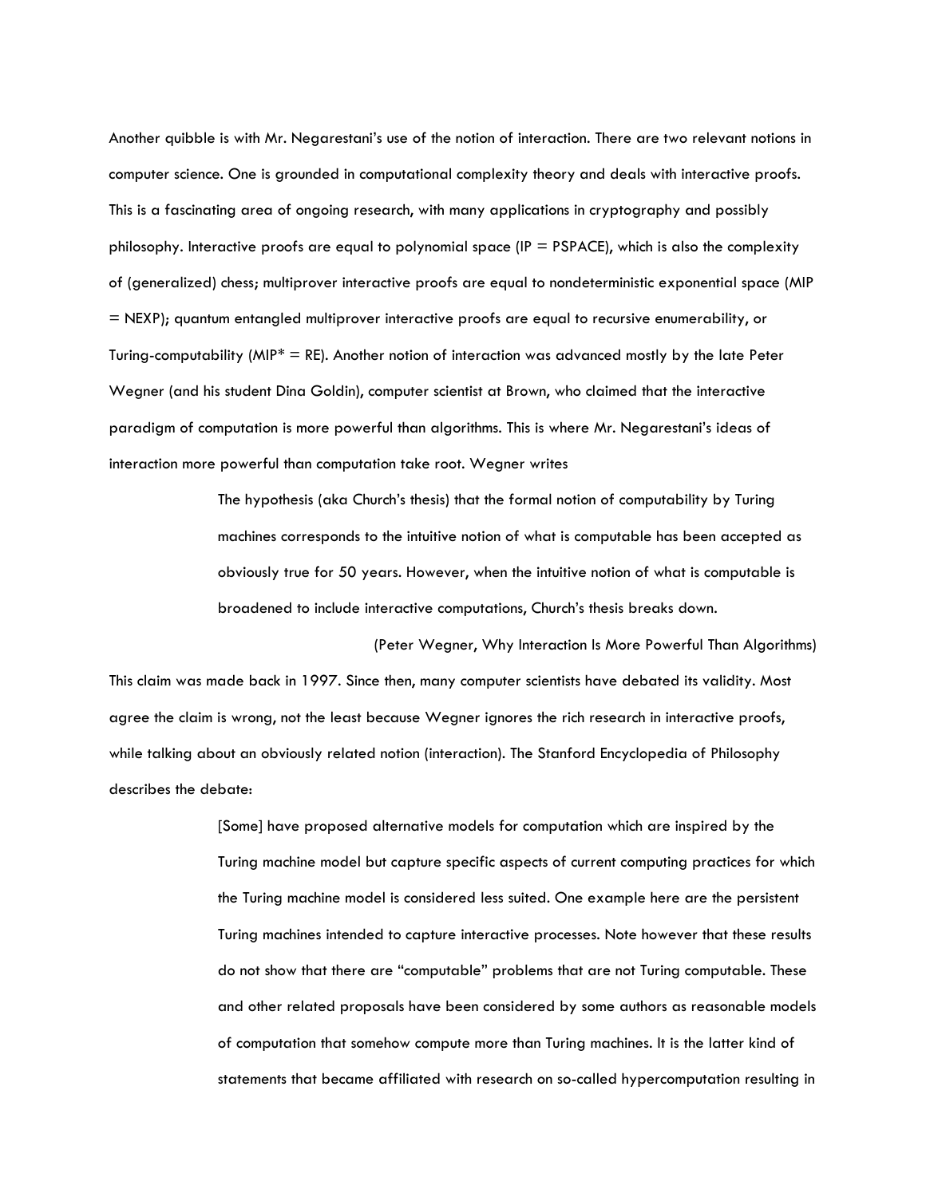Another quibble is with Mr. Negarestani's use of the notion of interaction. There are two relevant notions in computer science. One is grounded in computational complexity theory and deals with interactive proofs. This is a fascinating area of ongoing research, with many applications in cryptography and possibly philosophy. Interactive proofs are equal to polynomial space (IP = PSPACE), which is also the complexity of (generalized) chess; multiprover interactive proofs are equal to nondeterministic exponential space (MIP = NEXP); quantum entangled multiprover interactive proofs are equal to recursive enumerability, or Turing-computability (MIP* = RE). Another notion of interaction was advanced mostly by the late Peter Wegner (and his student Dina Goldin), computer scientist at Brown, who claimed that the interactive paradigm of computation is more powerful than algorithms. This is where Mr. Negarestani's ideas of interaction more powerful than computation take root. Wegner writes

> The hypothesis (aka Church's thesis) that the formal notion of computability by Turing machines corresponds to the intuitive notion of what is computable has been accepted as obviously true for 50 years. However, when the intuitive notion of what is computable is broadened to include interactive computations, Church's thesis breaks down.
>
> (Peter Wegner, Why Interaction Is More Powerful Than Algorithms)

This claim was made back in 1997. Since then, many computer scientists have debated its validity. Most agree the claim is wrong, not the least because Wegner ignores the rich research in interactive proofs, while talking about an obviously related notion (interaction). The Stanford Encyclopedia of Philosophy describes the debate:

> [Some] have proposed alternative models for computation which are inspired by the Turing machine model but capture specific aspects of current computing practices for which the Turing machine model is considered less suited. One example here are the persistent Turing machines intended to capture interactive processes. Note however that these results do not show that there are "computable" problems that are not Turing computable. These and other related proposals have been considered by some authors as reasonable models of computation that somehow compute more than Turing machines. It is the latter kind of statements that became affiliated with research on so-called hypercomputation resulting in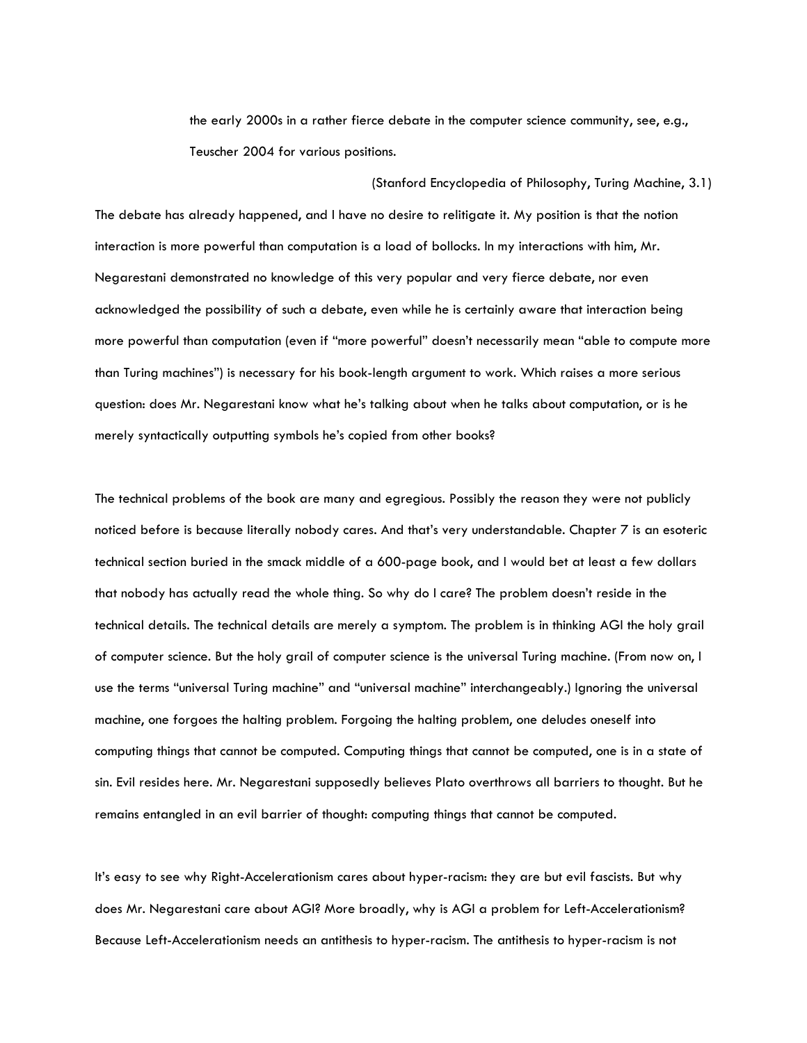> the early 2000s in a rather fierce debate in the computer science community, see, e.g., Teuscher 2004 for various positions.
>
> (Stanford Encyclopedia of Philosophy, Turing Machine, 3.1)

The debate has already happened, and I have no desire to relitigate it. My position is that the notion interaction is more powerful than computation is a load of bollocks. In my interactions with him, Mr. Negarestani demonstrated no knowledge of this very popular and very fierce debate, nor even acknowledged the possibility of such a debate, even while he is certainly aware that interaction being more powerful than computation (even if "more powerful" doesn't necessarily mean "able to compute more than Turing machines") is necessary for his book-length argument to work. Which raises a more serious question: does Mr. Negarestani know what he's talking about when he talks about computation, or is he merely syntactically outputting symbols he's copied from other books?

The technical problems of the book are many and egregious. Possibly the reason they were not publicly noticed before is because literally nobody cares. And that's very understandable. Chapter 7 is an esoteric technical section buried in the smack middle of a 600-page book, and I would bet at least a few dollars that nobody has actually read the whole thing. So why do I care? The problem doesn't reside in the technical details. The technical details are merely a symptom. The problem is in thinking AGI the holy grail of computer science. But the holy grail of computer science is the universal Turing machine. (From now on, I use the terms "universal Turing machine" and "universal machine" interchangeably.) Ignoring the universal machine, one forgoes the halting problem. Forgoing the halting problem, one deludes oneself into computing things that cannot be computed. Computing things that cannot be computed, one is in a state of sin. Evil resides here. Mr. Negarestani supposedly believes Plato overthrows all barriers to thought. But he remains entangled in an evil barrier of thought: computing things that cannot be computed.

It's easy to see why Right-Accelerationism cares about hyper-racism: they are but evil fascists. But why does Mr. Negarestani care about AGI? More broadly, why is AGI a problem for Left-Accelerationism? Because Left-Accelerationism needs an antithesis to hyper-racism. The antithesis to hyper-racism is not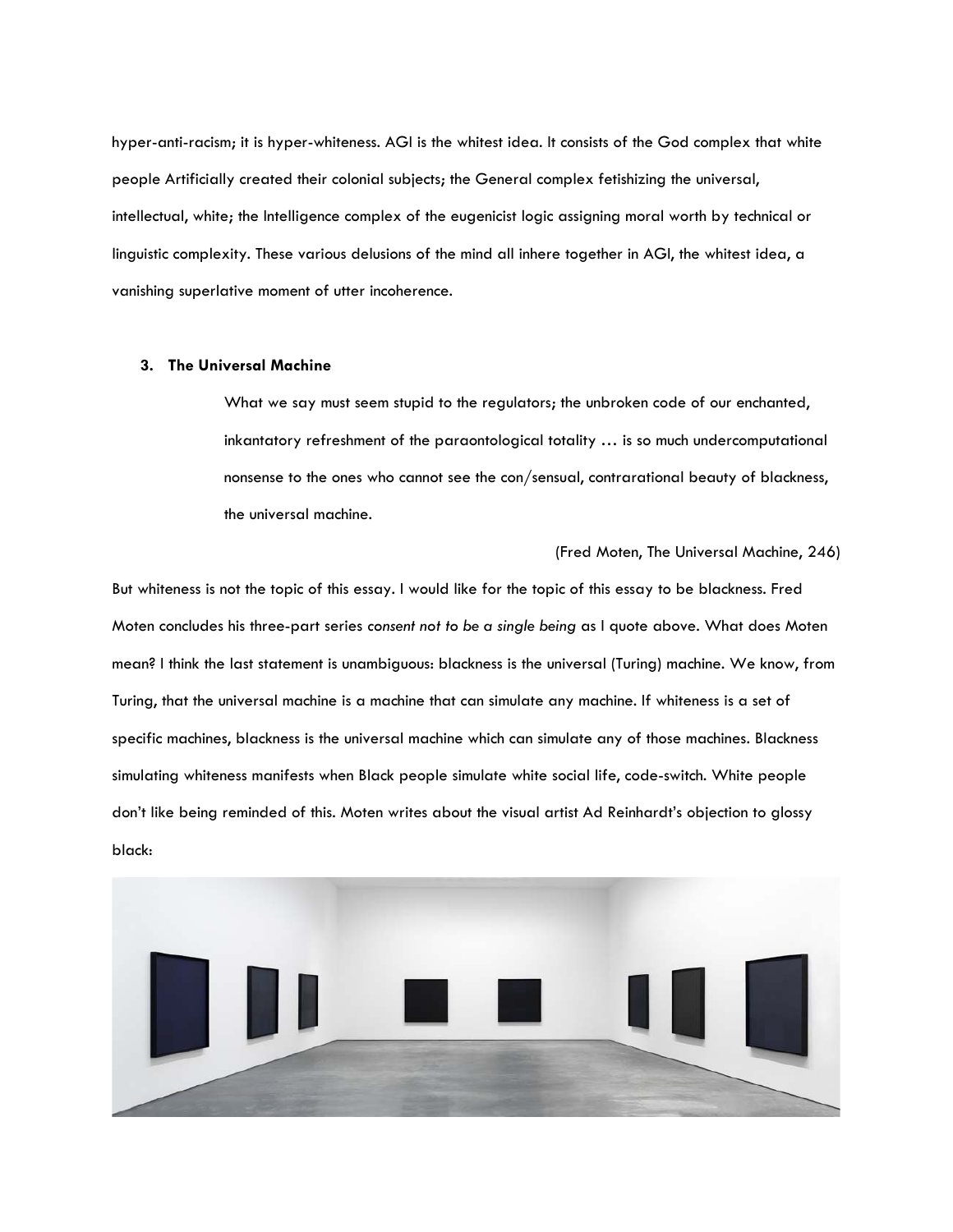hyper-anti-racism; it is hyper-whiteness. AGI is the whitest idea. It consists of the God complex that white people Artificially created their colonial subjects; the General complex fetishizing the universal, intellectual, white; the Intelligence complex of the eugenicist logic assigning moral worth by technical or linguistic complexity. These various delusions of the mind all inhere together in AGI, the whitest idea, a vanishing superlative moment of utter incoherence.

### 3. The Universal Machine

> What we say must seem stupid to the regulators; the unbroken code of our enchanted, inkantatory refreshment of the paraontological totality … is so much undercomputational nonsense to the ones who cannot see the con/sensual, contrarational beauty of blackness, the universal machine.
>
> (Fred Moten, The Universal Machine, 246)

But whiteness is not the topic of this essay. I would like for the topic of this essay to be blackness. Fred Moten concludes his three-part series *consent not to be a single being* as I quote above. What does Moten mean? I think the last statement is unambiguous: blackness is the universal (Turing) machine. We know, from Turing, that the universal machine is a machine that can simulate any machine. If whiteness is a set of specific machines, blackness is the universal machine which can simulate any of those machines. Blackness simulating whiteness manifests when Black people simulate white social life, code-switch. White people don't like being reminded of this. Moten writes about the visual artist Ad Reinhardt's objection to glossy black: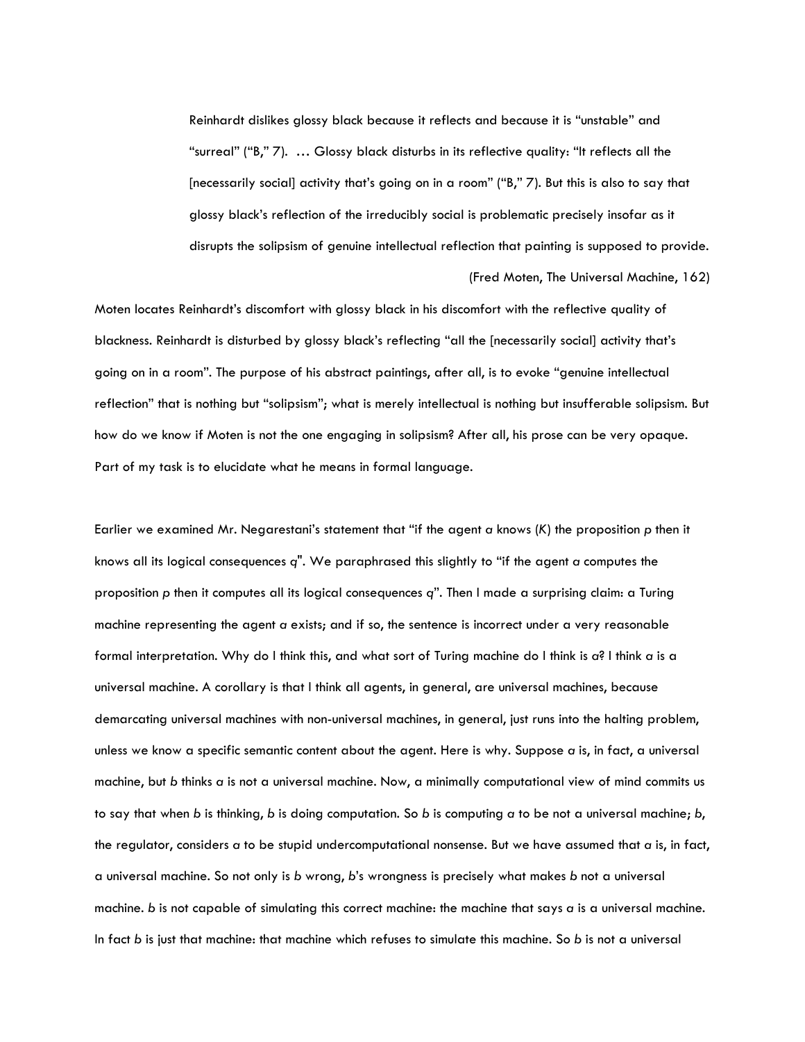> Reinhardt dislikes glossy black because it reflects and because it is "unstable" and "surreal" ("B," 7). … Glossy black disturbs in its reflective quality: "It reflects all the [necessarily social] activity that's going on in a room" ("B," 7). But this is also to say that glossy black's reflection of the irreducibly social is problematic precisely insofar as it disrupts the solipsism of genuine intellectual reflection that painting is supposed to provide.
>
> (Fred Moten, The Universal Machine, 162)

Moten locates Reinhardt's discomfort with glossy black in his discomfort with the reflective quality of blackness. Reinhardt is disturbed by glossy black's reflecting "all the [necessarily social] activity that's going on in a room". The purpose of his abstract paintings, after all, is to evoke "genuine intellectual reflection" that is nothing but "solipsism"; what is merely intellectual is nothing but insufferable solipsism. But how do we know if Moten is not the one engaging in solipsism? After all, his prose can be very opaque. Part of my task is to elucidate what he means in formal language.

Earlier we examined Mr. Negarestani's statement that "if the agent *a* knows (*K*) the proposition *p* then it knows all its logical consequences *q*". We paraphrased this slightly to "if the agent *a* computes the proposition *p* then it computes all its logical consequences *q*". Then I made a surprising claim: a Turing machine representing the agent *a* exists; and if so, the sentence is incorrect under a very reasonable formal interpretation. Why do I think this, and what sort of Turing machine do I think is *a*? I think *a* is a universal machine. A corollary is that I think all agents, in general, are universal machines, because demarcating universal machines with non-universal machines, in general, just runs into the halting problem, unless we know a specific semantic content about the agent. Here is why. Suppose *a* is, in fact, a universal machine, but *b* thinks *a* is not a universal machine. Now, a minimally computational view of mind commits us to say that when *b* is thinking, *b* is doing computation. So *b* is computing *a* to be not a universal machine; *b*, the regulator, considers *a* to be stupid undercomputational nonsense. But we have assumed that *a* is, in fact, a universal machine. So not only is *b* wrong, *b*'s wrongness is precisely what makes *b* not a universal machine. *b* is not capable of simulating this correct machine: the machine that says *a* is a universal machine. In fact *b* is just that machine: that machine which refuses to simulate this machine. So *b* is not a universal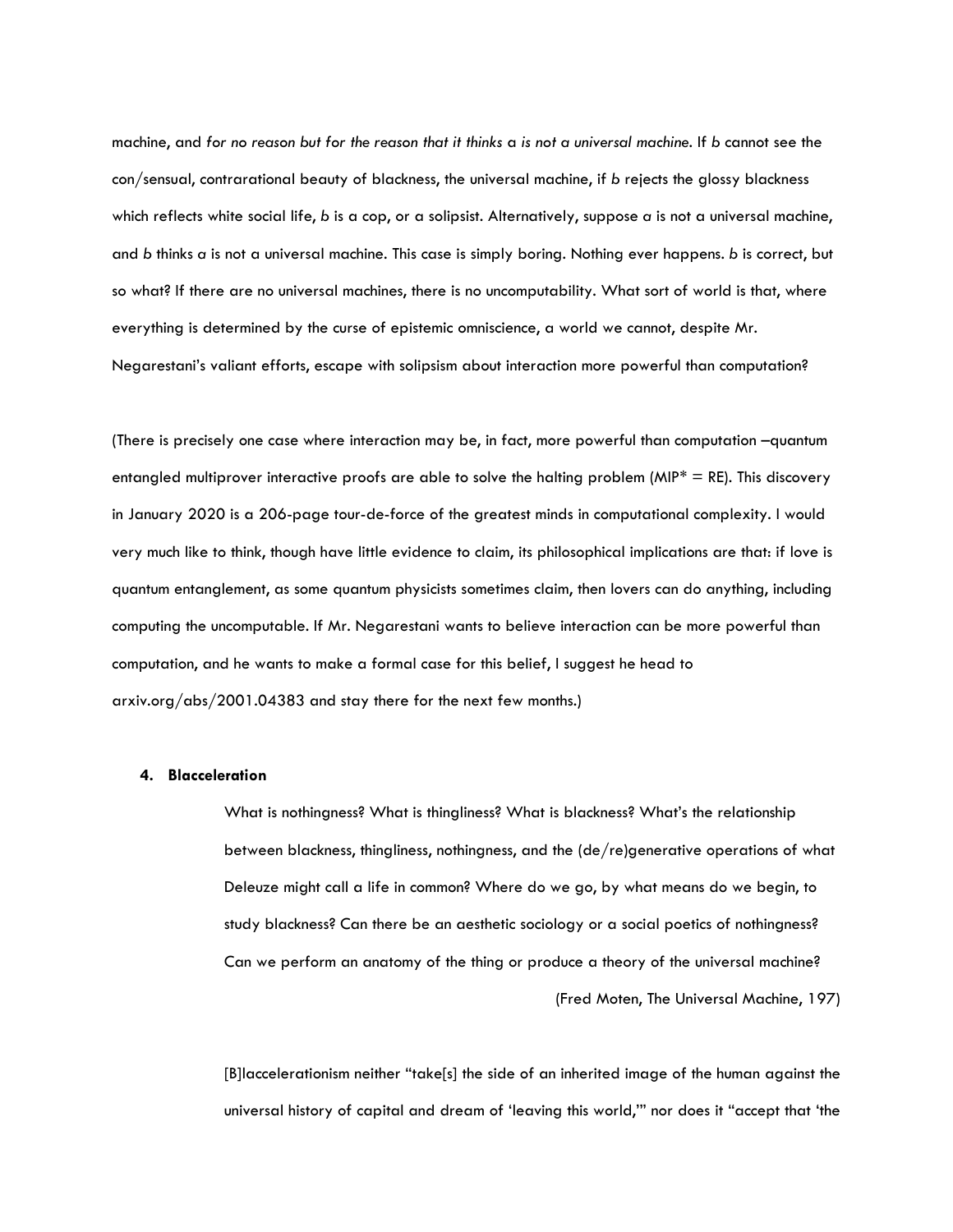machine, and *for no reason but for the reason that it thinks* a *is not a universal machine*. If *b* cannot see the con/sensual, contrarational beauty of blackness, the universal machine, if *b* rejects the glossy blackness which reflects white social life, *b* is a cop, or a solipsist. Alternatively, suppose *a* is not a universal machine, and *b* thinks *a* is not a universal machine. This case is simply boring. Nothing ever happens. *b* is correct, but so what? If there are no universal machines, there is no uncomputability. What sort of world is that, where everything is determined by the curse of epistemic omniscience, a world we cannot, despite Mr. Negarestani's valiant efforts, escape with solipsism about interaction more powerful than computation?

(There is precisely one case where interaction may be, in fact, more powerful than computation –quantum entangled multiprover interactive proofs are able to solve the halting problem (MIP* = RE). This discovery in January 2020 is a 206-page tour-de-force of the greatest minds in computational complexity. I would very much like to think, though have little evidence to claim, its philosophical implications are that: if love is quantum entanglement, as some quantum physicists sometimes claim, then lovers can do anything, including computing the uncomputable. If Mr. Negarestani wants to believe interaction can be more powerful than computation, and he wants to make a formal case for this belief, I suggest he head to arxiv.org/abs/2001.04383 and stay there for the next few months.)

#### 4. Blacceleration

> What is nothingness? What is thingliness? What is blackness? What's the relationship between blackness, thingliness, nothingness, and the (de/re)generative operations of what Deleuze might call a life in common? Where do we go, by what means do we begin, to study blackness? Can there be an aesthetic sociology or a social poetics of nothingness? Can we perform an anatomy of the thing or produce a theory of the universal machine?
>
> (Fred Moten, The Universal Machine, 197)

> [B]lacccelerationism neither "take[s] the side of an inherited image of the human against the universal history of capital and dream of 'leaving this world,'" nor does it "accept that 'the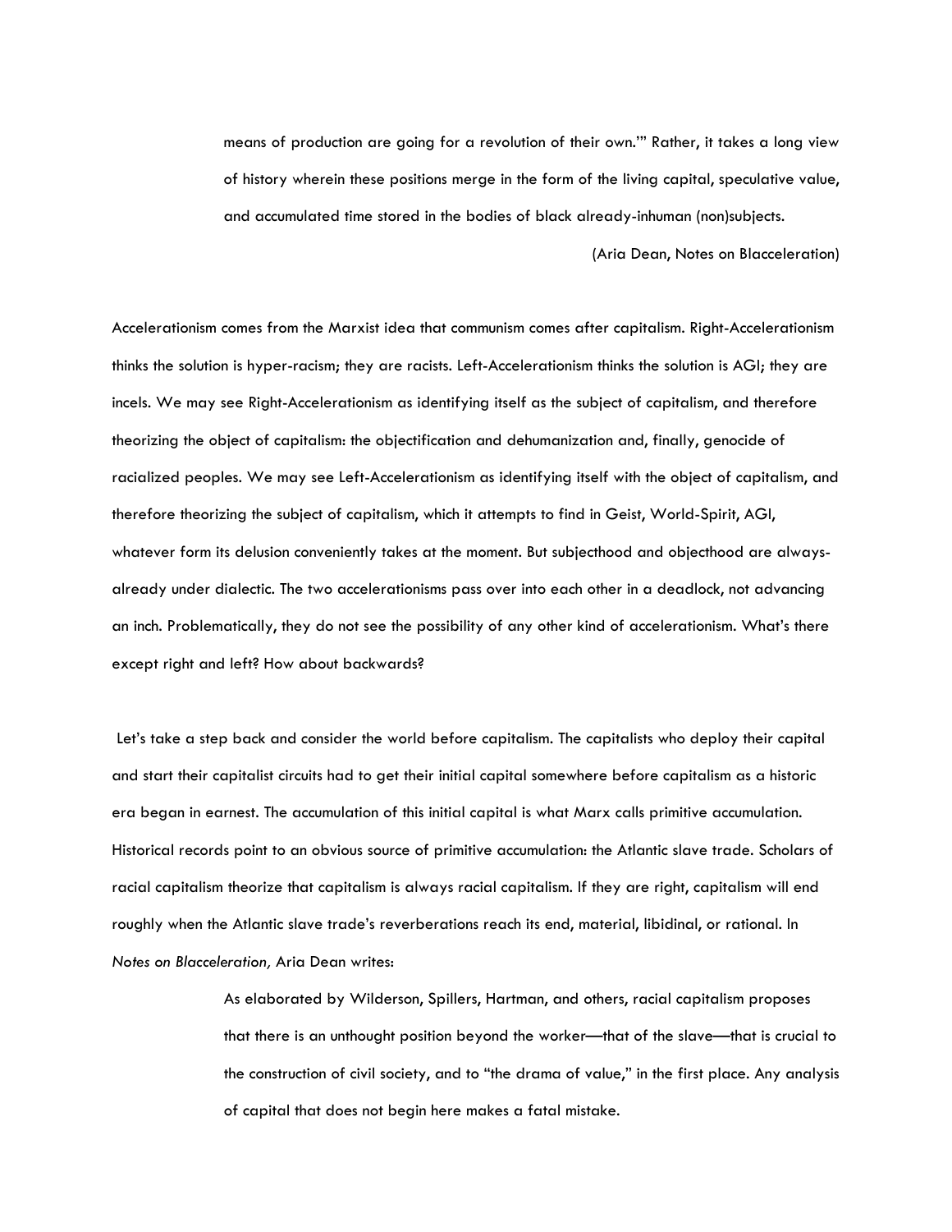> means of production are going for a revolution of their own.'" Rather, it takes a long view of history wherein these positions merge in the form of the living capital, speculative value, and accumulated time stored in the bodies of black already-inhuman (non)subjects.
>
> (Aria Dean, Notes on Blacceleration)

Accelerationism comes from the Marxist idea that communism comes after capitalism. Right-Accelerationism thinks the solution is hyper-racism; they are racists. Left-Accelerationism thinks the solution is AGI; they are incels. We may see Right-Accelerationism as identifying itself as the subject of capitalism, and therefore theorizing the object of capitalism: the objectification and dehumanization and, finally, genocide of racialized peoples. We may see Left-Accelerationism as identifying itself with the object of capitalism, and therefore theorizing the subject of capitalism, which it attempts to find in Geist, World-Spirit, AGI, whatever form its delusion conveniently takes at the moment. But subjecthood and objecthood are always-already under dialectic. The two accelerationisms pass over into each other in a deadlock, not advancing an inch. Problematically, they do not see the possibility of any other kind of accelerationism. What's there except right and left? How about backwards?

Let's take a step back and consider the world before capitalism. The capitalists who deploy their capital and start their capitalist circuits had to get their initial capital somewhere before capitalism as a historic era began in earnest. The accumulation of this initial capital is what Marx calls primitive accumulation. Historical records point to an obvious source of primitive accumulation: the Atlantic slave trade. Scholars of racial capitalism theorize that capitalism is always racial capitalism. If they are right, capitalism will end roughly when the Atlantic slave trade's reverberations reach its end, material, libidinal, or rational. In *Notes on Blacceleration,* Aria Dean writes:

> As elaborated by Wilderson, Spillers, Hartman, and others, racial capitalism proposes that there is an unthought position beyond the worker—that of the slave—that is crucial to the construction of civil society, and to "the drama of value," in the first place. Any analysis of capital that does not begin here makes a fatal mistake.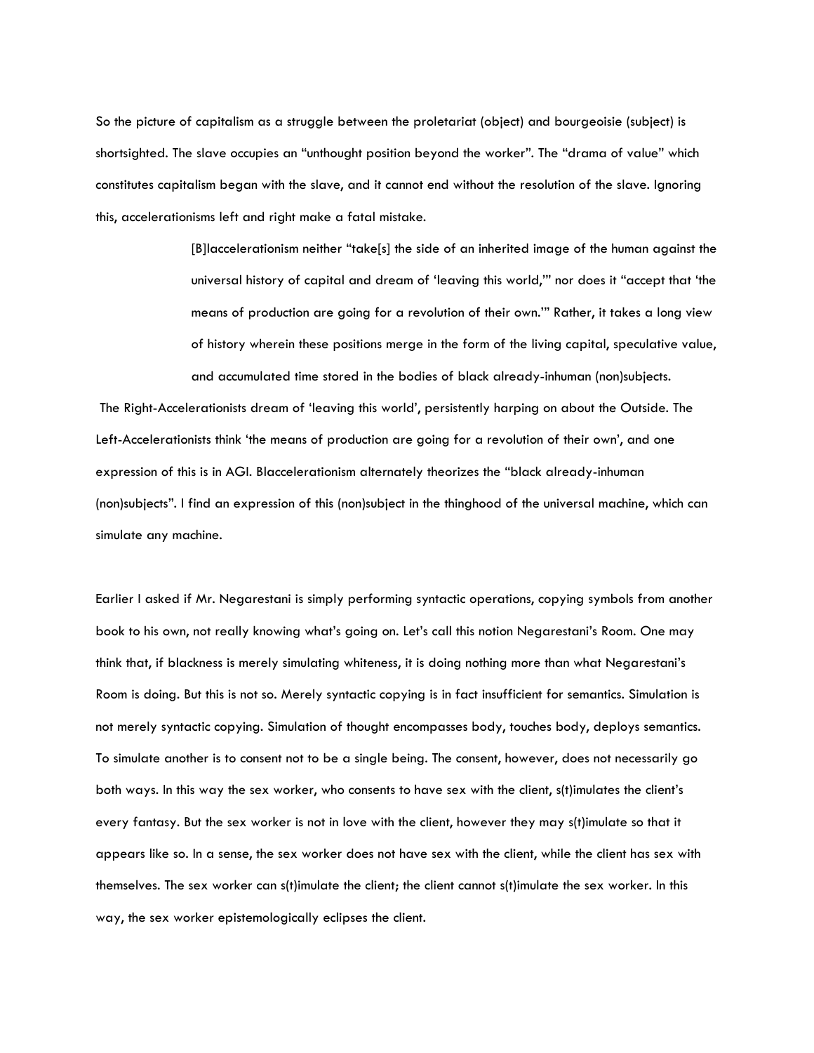So the picture of capitalism as a struggle between the proletariat (object) and bourgeoisie (subject) is shortsighted. The slave occupies an "unthought position beyond the worker". The "drama of value" which constitutes capitalism began with the slave, and it cannot end without the resolution of the slave. Ignoring this, accelerationisms left and right make a fatal mistake.

> [B]lacclerationism neither "take[s] the side of an inherited image of the human against the universal history of capital and dream of 'leaving this world,'" nor does it "accept that 'the means of production are going for a revolution of their own.'" Rather, it takes a long view of history wherein these positions merge in the form of the living capital, speculative value, and accumulated time stored in the bodies of black already-inhuman (non)subjects.

The Right-Accelerationists dream of 'leaving this world', persistently harping on about the Outside. The Left-Accelerationists think 'the means of production are going for a revolution of their own', and one expression of this is in AGI. Blaccelerationism alternately theorizes the "black already-inhuman (non)subjects". I find an expression of this (non)subject in the thinghood of the universal machine, which can simulate any machine.

Earlier I asked if Mr. Negarestani is simply performing syntactic operations, copying symbols from another book to his own, not really knowing what's going on. Let's call this notion Negarestani's Room. One may think that, if blackness is merely simulating whiteness, it is doing nothing more than what Negarestani's Room is doing. But this is not so. Merely syntactic copying is in fact insufficient for semantics. Simulation is not merely syntactic copying. Simulation of thought encompasses body, touches body, deploys semantics. To simulate another is to consent not to be a single being. The consent, however, does not necessarily go both ways. In this way the sex worker, who consents to have sex with the client, s(t)imulates the client's every fantasy. But the sex worker is not in love with the client, however they may s(t)imulate so that it appears like so. In a sense, the sex worker does not have sex with the client, while the client has sex with themselves. The sex worker can s(t)imulate the client; the client cannot s(t)imulate the sex worker. In this way, the sex worker epistemologically eclipses the client.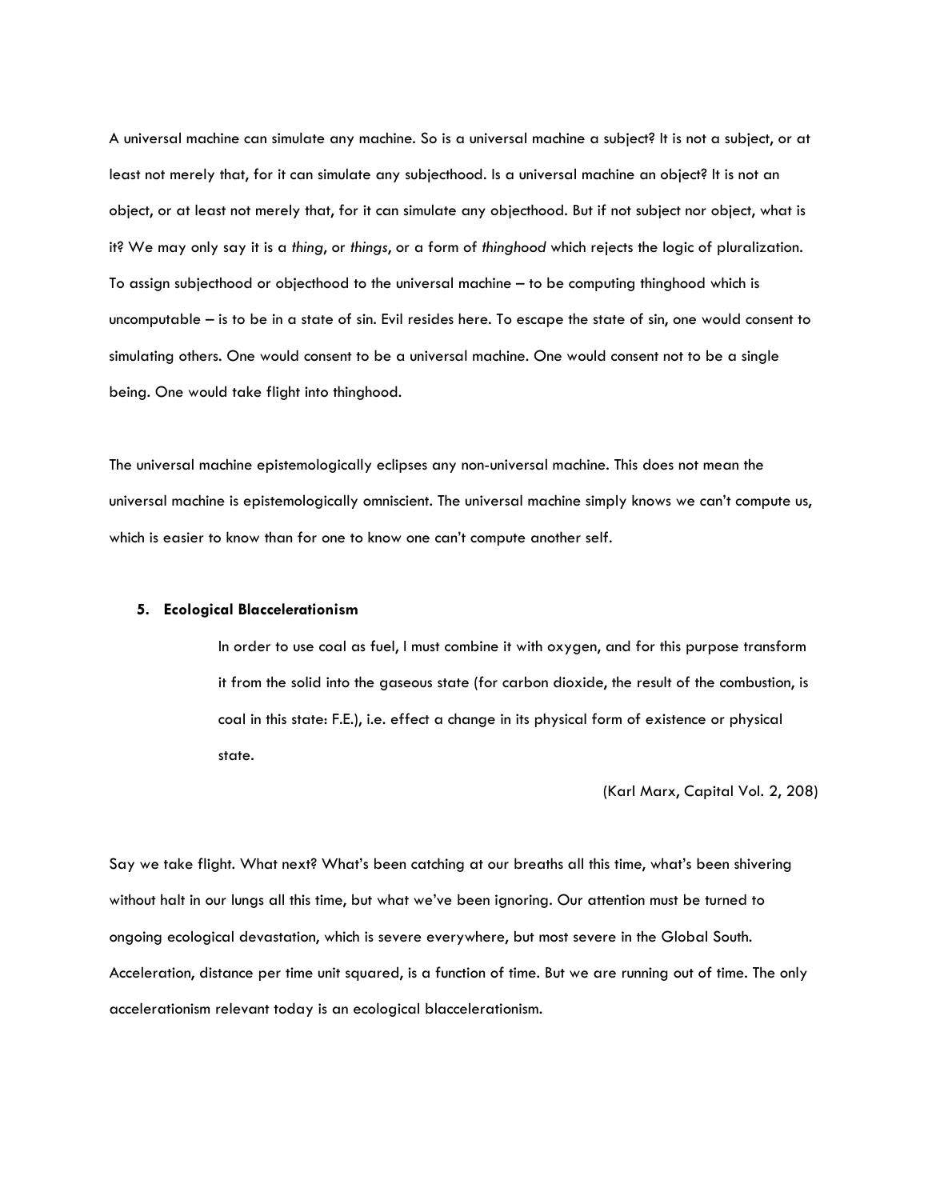A universal machine can simulate any machine. So is a universal machine a subject? It is not a subject, or at least not merely that, for it can simulate any subjecthood. Is a universal machine an object? It is not an object, or at least not merely that, for it can simulate any objecthood. But if not subject nor object, what is it? We may only say it is a *thing*, or *things*, or a form of *thinghood* which rejects the logic of pluralization. To assign subjecthood or objecthood to the universal machine – to be computing thinghood which is uncomputable – is to be in a state of sin. Evil resides here. To escape the state of sin, one would consent to simulating others. One would consent to be a universal machine. One would consent not to be a single being. One would take flight into thinghood.

The universal machine epistemologically eclipses any non-universal machine. This does not mean the universal machine is epistemologically omniscient. The universal machine simply knows we can't compute us, which is easier to know than for one to know one can't compute another self.

### 5. Ecological Blaccelerationism

> In order to use coal as fuel, I must combine it with oxygen, and for this purpose transform it from the solid into the gaseous state (for carbon dioxide, the result of the combustion, is coal in this state: F.E.), i.e. effect a change in its physical form of existence or physical state.
>
> (Karl Marx, Capital Vol. 2, 208)

Say we take flight. What next? What's been catching at our breaths all this time, what's been shivering without halt in our lungs all this time, but what we've been ignoring. Our attention must be turned to ongoing ecological devastation, which is severe everywhere, but most severe in the Global South. Acceleration, distance per time unit squared, is a function of time. But we are running out of time. The only accelerationism relevant today is an ecological blaccelerationism.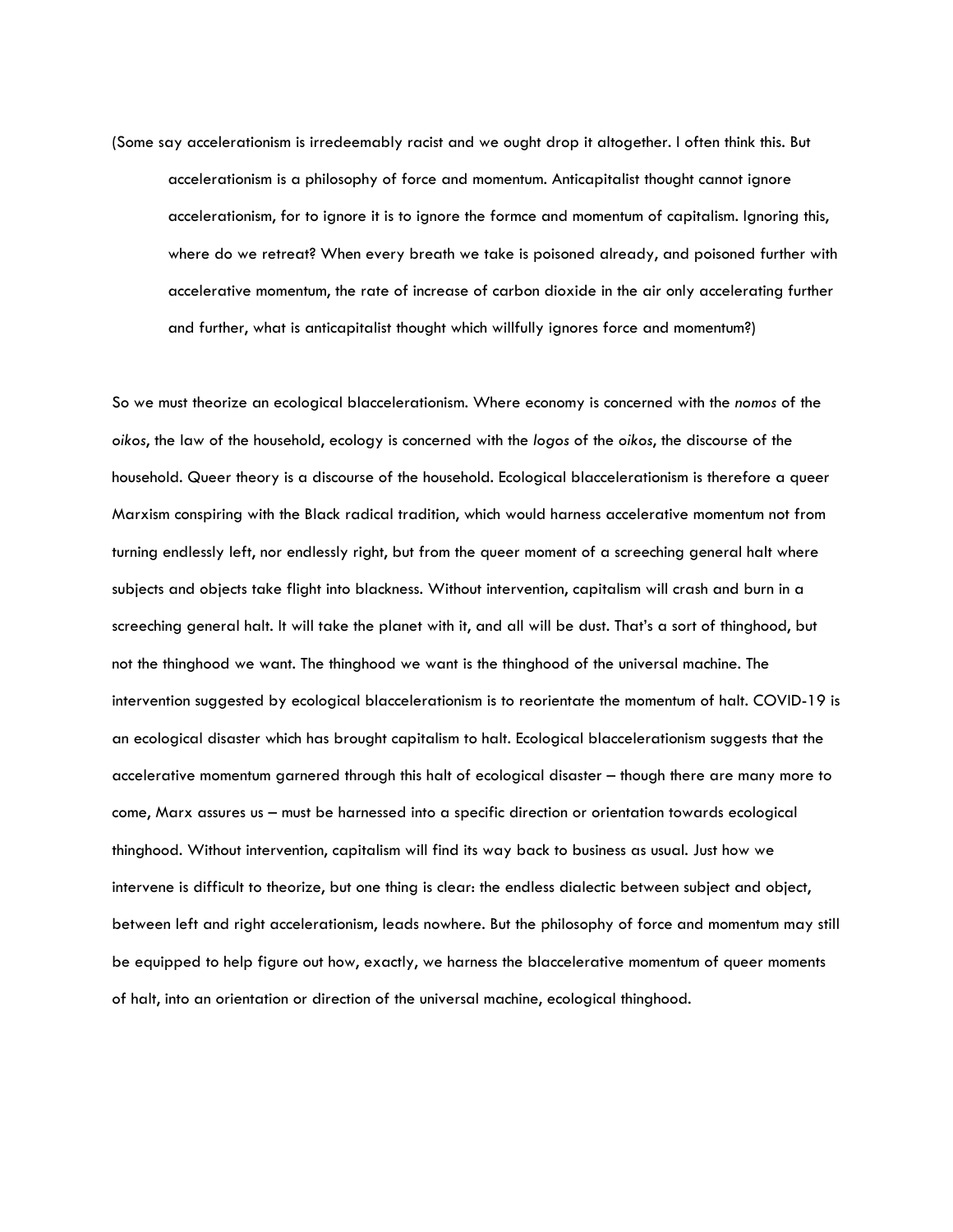(Some say accelerationism is irredeemably racist and we ought drop it altogether. I often think this. But accelerationism is a philosophy of force and momentum. Anticapitalist thought cannot ignore accelerationism, for to ignore it is to ignore the formce and momentum of capitalism. Ignoring this, where do we retreat? When every breath we take is poisoned already, and poisoned further with accelerative momentum, the rate of increase of carbon dioxide in the air only accelerating further and further, what is anticapitalist thought which willfully ignores force and momentum?)

So we must theorize an ecological blaccelerationism. Where economy is concerned with the *nomos* of the *oikos*, the law of the household, ecology is concerned with the *logos* of the *oikos*, the discourse of the household. Queer theory is a discourse of the household. Ecological blaccelerationism is therefore a queer Marxism conspiring with the Black radical tradition, which would harness accelerative momentum not from turning endlessly left, nor endlessly right, but from the queer moment of a screeching general halt where subjects and objects take flight into blackness. Without intervention, capitalism will crash and burn in a screeching general halt. It will take the planet with it, and all will be dust. That's a sort of thinghood, but not the thinghood we want. The thinghood we want is the thinghood of the universal machine. The intervention suggested by ecological blaccelerationism is to reorientate the momentum of halt. COVID-19 is an ecological disaster which has brought capitalism to halt. Ecological blaccelerationism suggests that the accelerative momentum garnered through this halt of ecological disaster – though there are many more to come, Marx assures us – must be harnessed into a specific direction or orientation towards ecological thinghood. Without intervention, capitalism will find its way back to business as usual. Just how we intervene is difficult to theorize, but one thing is clear: the endless dialectic between subject and object, between left and right accelerationism, leads nowhere. But the philosophy of force and momentum may still be equipped to help figure out how, exactly, we harness the blaccelerative momentum of queer moments of halt, into an orientation or direction of the universal machine, ecological thinghood.